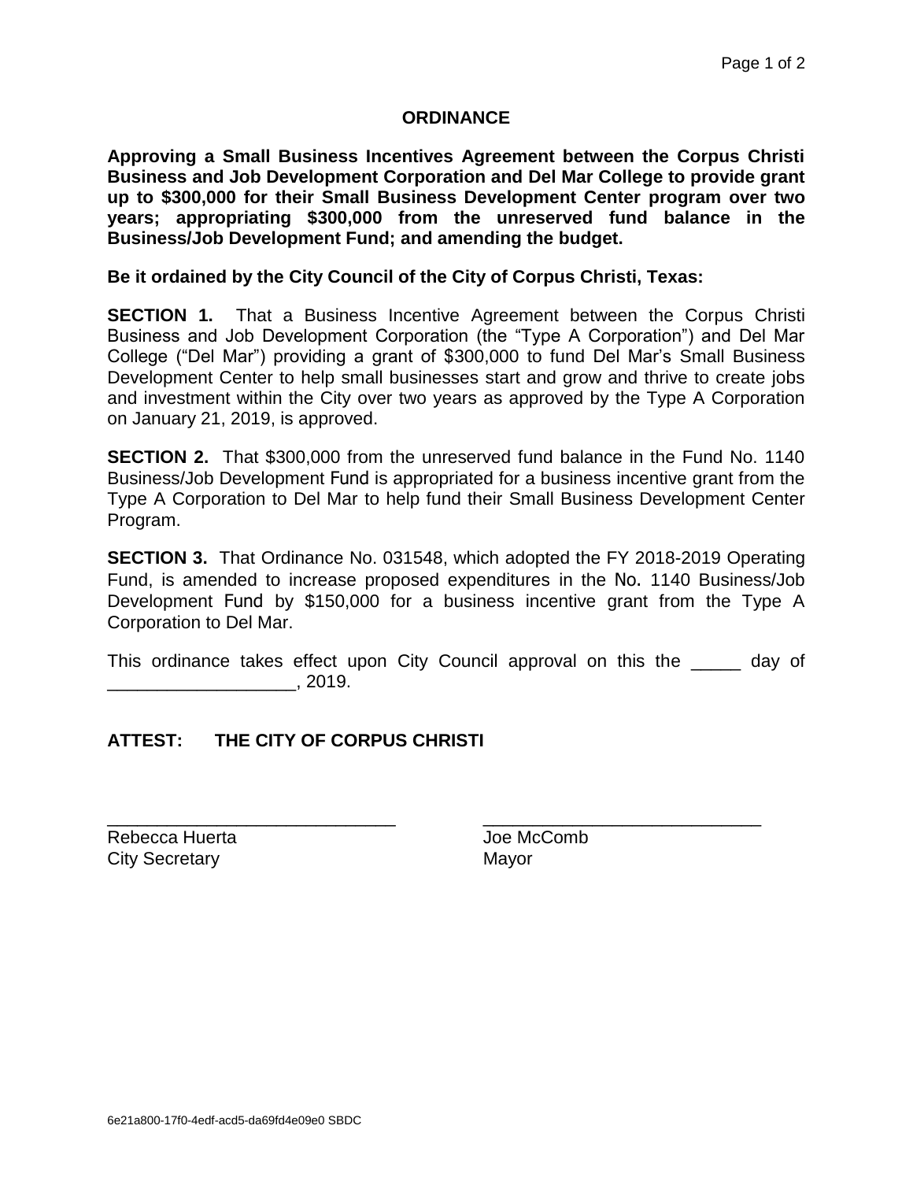# ORDINANCE

**Approving a Small Business Incentives Agreement between the Corpus Christi Business and Job Development Corporation and Del Mar College to provide grant up to $300,000 for their Small Business Development Center program over two years; appropriating $300,000 from the unreserved fund balance in the Business/Job Development Fund; and amending the budget.**

**Be it ordained by the City Council of the City of Corpus Christi, Texas:**

**SECTION 1.** That a Business Incentive Agreement between the Corpus Christi Business and Job Development Corporation (the "Type A Corporation") and Del Mar College ("Del Mar") providing a grant of $300,000 to fund Del Mar's Small Business Development Center to help small businesses start and grow and thrive to create jobs and investment within the City over two years as approved by the Type A Corporation on January 21, 2019, is approved.

**SECTION 2.** That $300,000 from the unreserved fund balance in the Fund No. 1140 Business/Job Development Fund is appropriated for a business incentive grant from the Type A Corporation to Del Mar to help fund their Small Business Development Center Program.

**SECTION 3.** That Ordinance No. 031548, which adopted the FY 2018-2019 Operating Fund, is amended to increase proposed expenditures in the No. 1140 Business/Job Development Fund by $150,000 for a business incentive grant from the Type A Corporation to Del Mar.

This ordinance takes effect upon City Council approval on this the _____ day of ___________________, 2019.

**ATTEST: THE CITY OF CORPUS CHRISTI**

_____________________________ _____________________________

Rebecca Huerta
City Secretary

Joe McComb
Mayor

6e21a800-17f0-4edf-acd5-da69fd4e09e0 SBDC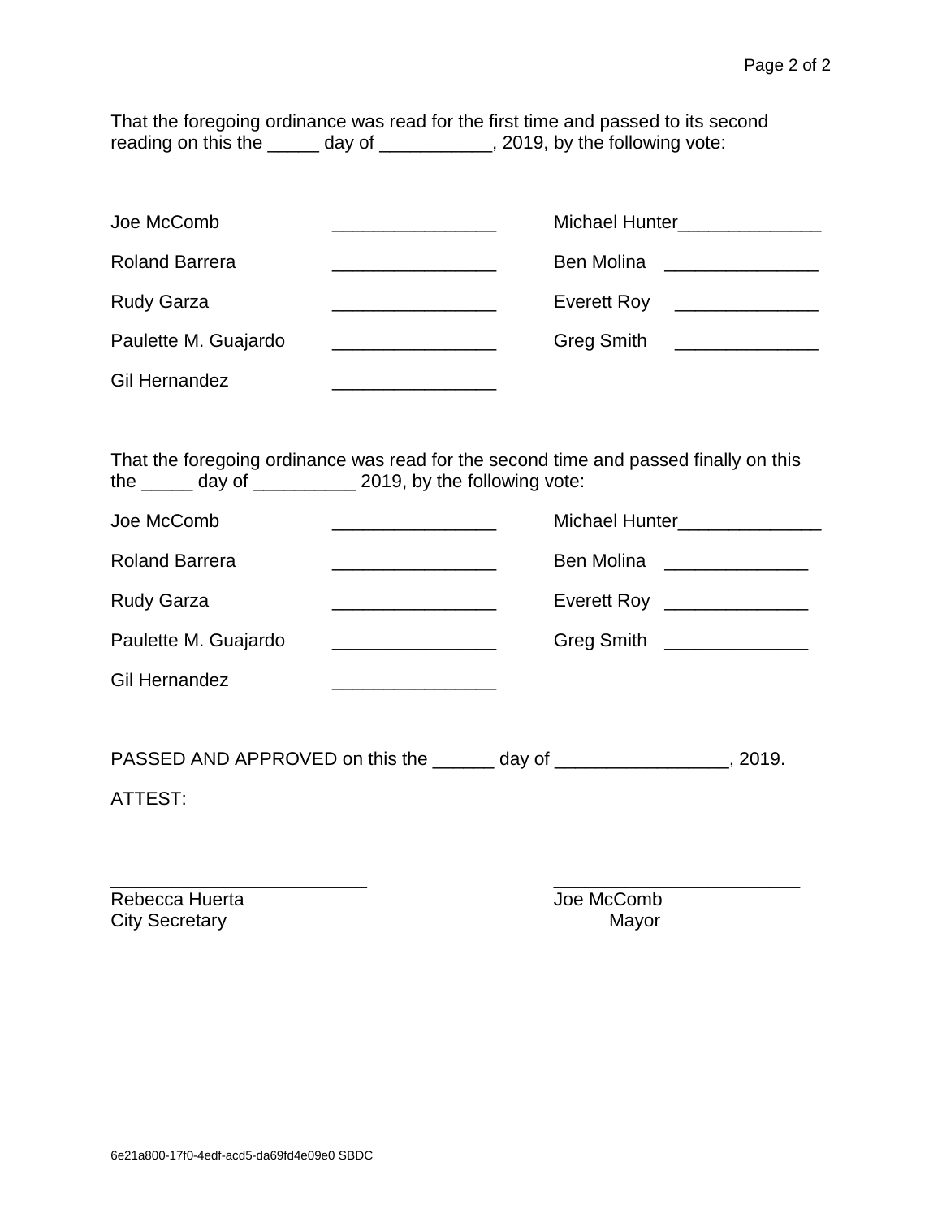That the foregoing ordinance was read for the first time and passed to its second reading on this the _____ day of ___________, 2019, by the following vote:

| | | | |
|---|---|---|---|
| Joe McComb | ________________ | Michael Hunter | ______________ |
| Roland Barrera | ________________ | Ben Molina | _______________ |
| Rudy Garza | ________________ | Everett Roy | ______________ |
| Paulette M. Guajardo | ________________ | Greg Smith | ______________ |
| Gil Hernandez | ________________ | | |

That the foregoing ordinance was read for the second time and passed finally on this the _____ day of __________ 2019, by the following vote:

| | | | |
|---|---|---|---|
| Joe McComb | ________________ | Michael Hunter | ______________ |
| Roland Barrera | ________________ | Ben Molina | ______________ |
| Rudy Garza | ________________ | Everett Roy | ______________ |
| Paulette M. Guajardo | ________________ | Greg Smith | ______________ |
| Gil Hernandez | ________________ | | |

PASSED AND APPROVED on this the ______ day of _________________, 2019.

ATTEST:

| | |
|---|---|
| _________________________ | ________________________ |
| Rebecca Huerta | Joe McComb |
| City Secretary | Mayor |

6e21a800-17f0-4edf-acd5-da69fd4e09e0 SBDC